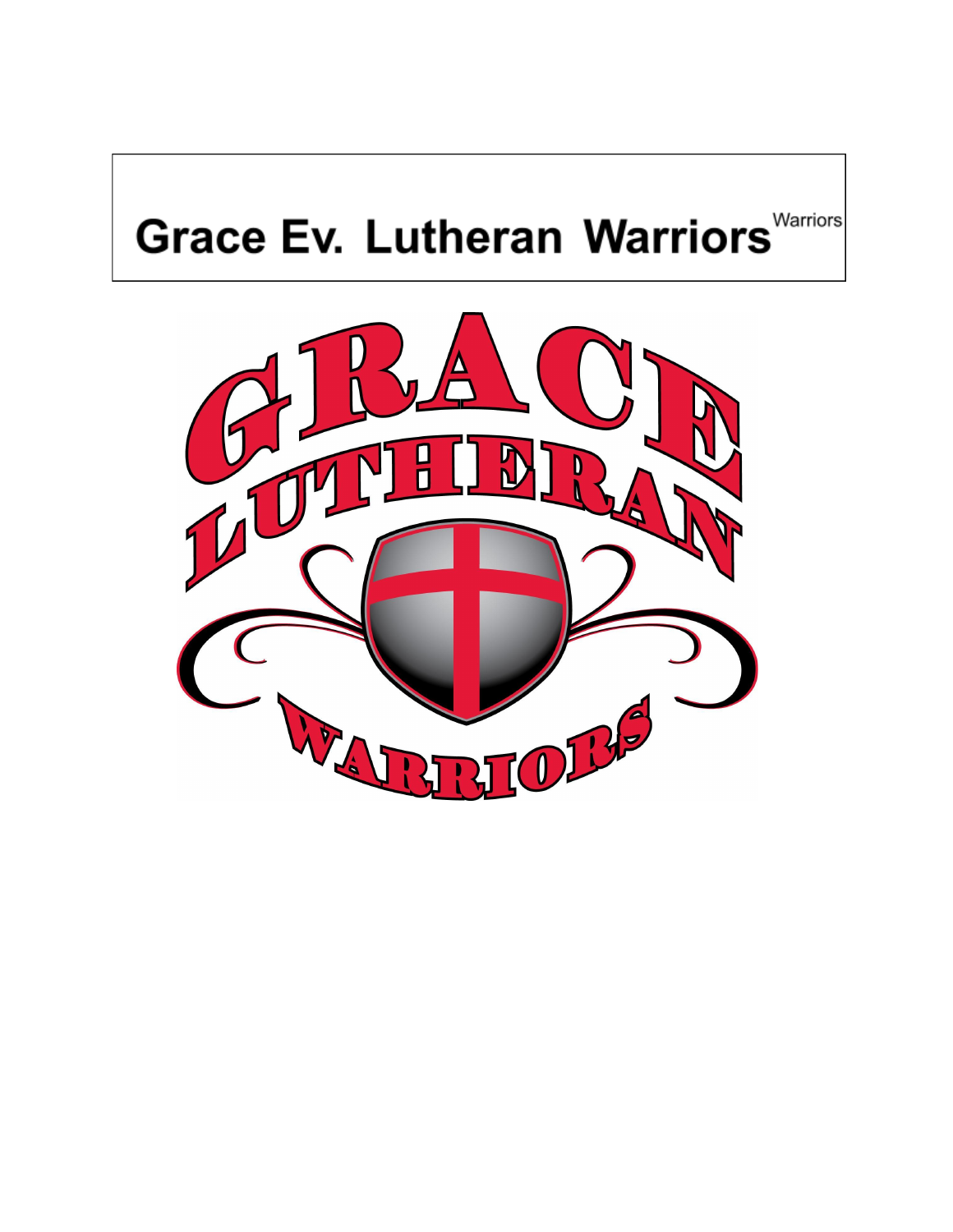# Grace Ev. Lutheran Warriors

GRACE

LUTHERAN

WARRIORS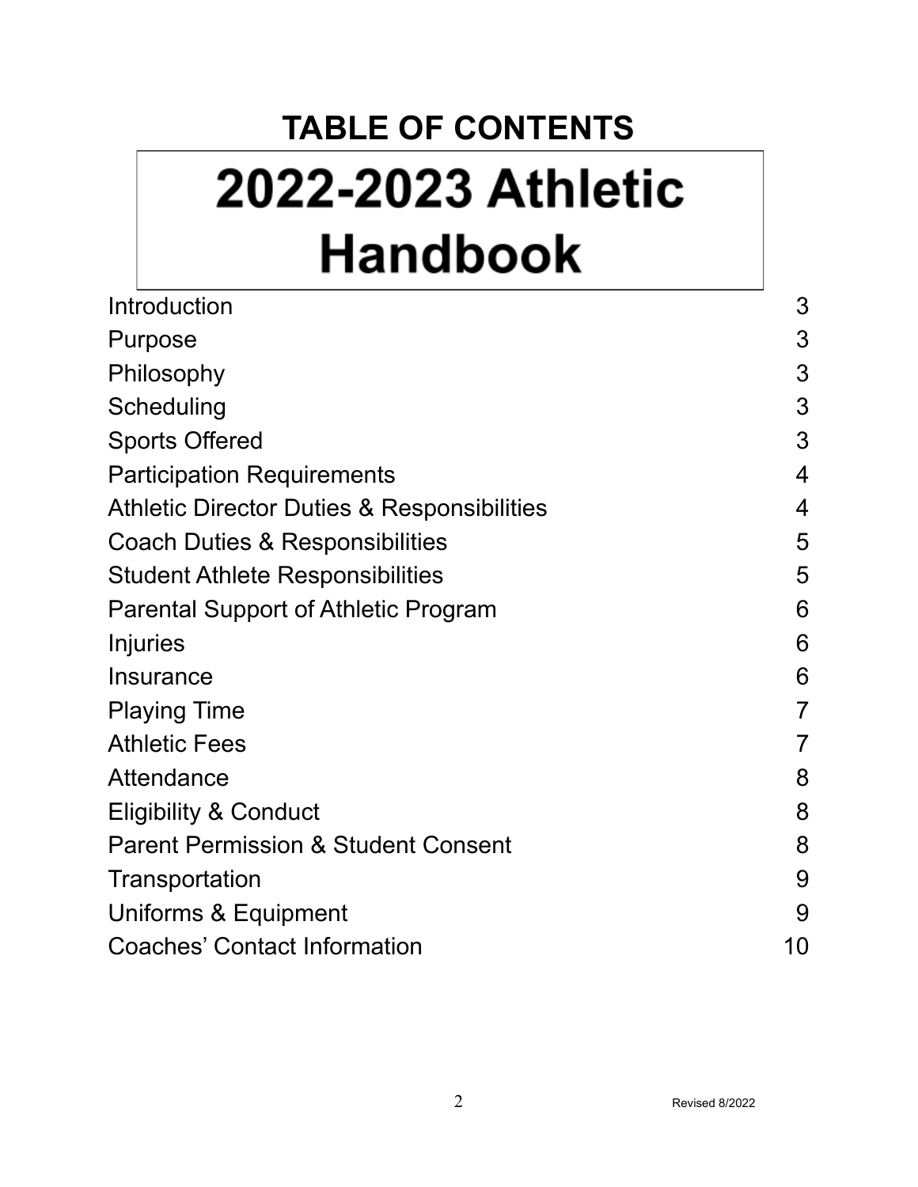# TABLE OF CONTENTS

# 2022-2023 Athletic Handbook

| | |
|---|---|
| Introduction | 3 |
| Purpose | 3 |
| Philosophy | 3 |
| Scheduling | 3 |
| Sports Offered | 3 |
| Participation Requirements | 4 |
| Athletic Director Duties & Responsibilities | 4 |
| Coach Duties & Responsibilities | 5 |
| Student Athlete Responsibilities | 5 |
| Parental Support of Athletic Program | 6 |
| Injuries | 6 |
| Insurance | 6 |
| Playing Time | 7 |
| Athletic Fees | 7 |
| Attendance | 8 |
| Eligibility & Conduct | 8 |
| Parent Permission & Student Consent | 8 |
| Transportation | 9 |
| Uniforms & Equipment | 9 |
| Coaches' Contact Information | 10 |

Revised 8/2022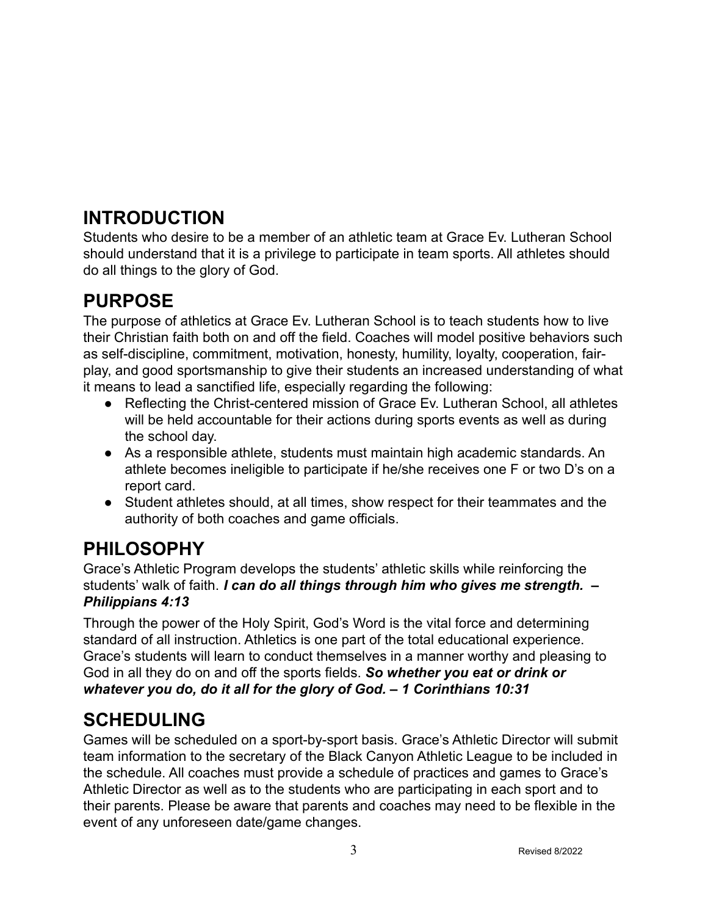## INTRODUCTION

Students who desire to be a member of an athletic team at Grace Ev. Lutheran School should understand that it is a privilege to participate in team sports. All athletes should do all things to the glory of God.

## PURPOSE

The purpose of athletics at Grace Ev. Lutheran School is to teach students how to live their Christian faith both on and off the field. Coaches will model positive behaviors such as self-discipline, commitment, motivation, honesty, humility, loyalty, cooperation, fair-play, and good sportsmanship to give their students an increased understanding of what it means to lead a sanctified life, especially regarding the following:

- Reflecting the Christ-centered mission of Grace Ev. Lutheran School, all athletes will be held accountable for their actions during sports events as well as during the school day.
- As a responsible athlete, students must maintain high academic standards. An athlete becomes ineligible to participate if he/she receives one F or two D's on a report card.
- Student athletes should, at all times, show respect for their teammates and the authority of both coaches and game officials.

## PHILOSOPHY

Grace's Athletic Program develops the students' athletic skills while reinforcing the students' walk of faith. ***I can do all things through him who gives me strength. – Philippians 4:13***

Through the power of the Holy Spirit, God's Word is the vital force and determining standard of all instruction. Athletics is one part of the total educational experience. Grace's students will learn to conduct themselves in a manner worthy and pleasing to God in all they do on and off the sports fields. ***So whether you eat or drink or whatever you do, do it all for the glory of God. – 1 Corinthians 10:31***

## SCHEDULING

Games will be scheduled on a sport-by-sport basis. Grace's Athletic Director will submit team information to the secretary of the Black Canyon Athletic League to be included in the schedule. All coaches must provide a schedule of practices and games to Grace's Athletic Director as well as to the students who are participating in each sport and to their parents. Please be aware that parents and coaches may need to be flexible in the event of any unforeseen date/game changes.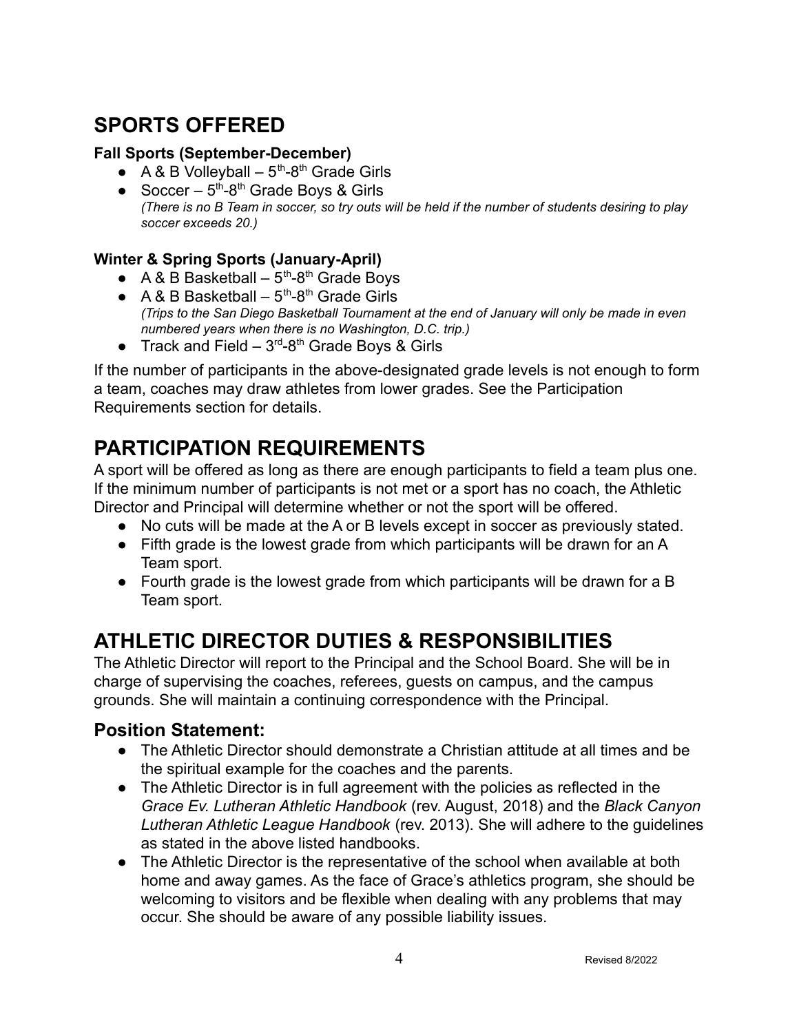## SPORTS OFFERED

**Fall Sports (September-December)**

- A & B Volleyball – 5th-8th Grade Girls
- Soccer – 5th-8th Grade Boys & Girls
  *(There is no B Team in soccer, so try outs will be held if the number of students desiring to play soccer exceeds 20.)*

**Winter & Spring Sports (January-April)**

- A & B Basketball – 5th-8th Grade Boys
- A & B Basketball – 5th-8th Grade Girls
  *(Trips to the San Diego Basketball Tournament at the end of January will only be made in even numbered years when there is no Washington, D.C. trip.)*
- Track and Field – 3rd-8th Grade Boys & Girls

If the number of participants in the above-designated grade levels is not enough to form a team, coaches may draw athletes from lower grades. See the Participation Requirements section for details.

## PARTICIPATION REQUIREMENTS

A sport will be offered as long as there are enough participants to field a team plus one. If the minimum number of participants is not met or a sport has no coach, the Athletic Director and Principal will determine whether or not the sport will be offered.

- No cuts will be made at the A or B levels except in soccer as previously stated.
- Fifth grade is the lowest grade from which participants will be drawn for an A Team sport.
- Fourth grade is the lowest grade from which participants will be drawn for a B Team sport.

## ATHLETIC DIRECTOR DUTIES & RESPONSIBILITIES

The Athletic Director will report to the Principal and the School Board. She will be in charge of supervising the coaches, referees, guests on campus, and the campus grounds. She will maintain a continuing correspondence with the Principal.

### Position Statement:

- The Athletic Director should demonstrate a Christian attitude at all times and be the spiritual example for the coaches and the parents.
- The Athletic Director is in full agreement with the policies as reflected in the *Grace Ev. Lutheran Athletic Handbook* (rev. August, 2018) and the *Black Canyon Lutheran Athletic League Handbook* (rev. 2013). She will adhere to the guidelines as stated in the above listed handbooks.
- The Athletic Director is the representative of the school when available at both home and away games. As the face of Grace's athletics program, she should be welcoming to visitors and be flexible when dealing with any problems that may occur. She should be aware of any possible liability issues.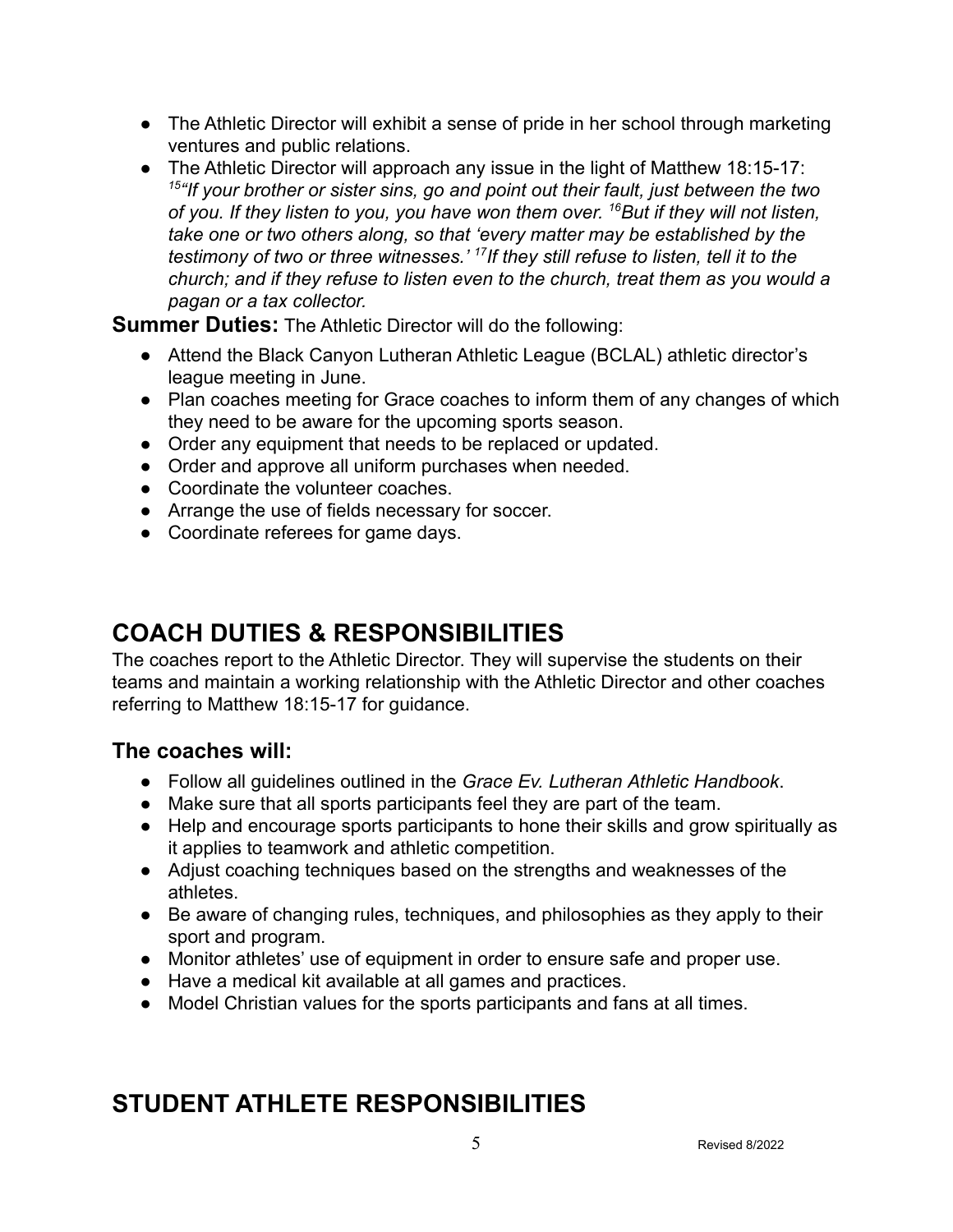- The Athletic Director will exhibit a sense of pride in her school through marketing ventures and public relations.
- The Athletic Director will approach any issue in the light of Matthew 18:15-17: [15]*"If your brother or sister sins, go and point out their fault, just between the two of you. If they listen to you, you have won them over.* [16]*But if they will not listen, take one or two others along, so that 'every matter may be established by the testimony of two or three witnesses.'* [17]*If they still refuse to listen, tell it to the church; and if they refuse to listen even to the church, treat them as you would a pagan or a tax collector.*

**Summer Duties:** The Athletic Director will do the following:

- Attend the Black Canyon Lutheran Athletic League (BCLAL) athletic director's league meeting in June.
- Plan coaches meeting for Grace coaches to inform them of any changes of which they need to be aware for the upcoming sports season.
- Order any equipment that needs to be replaced or updated.
- Order and approve all uniform purchases when needed.
- Coordinate the volunteer coaches.
- Arrange the use of fields necessary for soccer.
- Coordinate referees for game days.

# COACH DUTIES & RESPONSIBILITIES

The coaches report to the Athletic Director. They will supervise the students on their teams and maintain a working relationship with the Athletic Director and other coaches referring to Matthew 18:15-17 for guidance.

## The coaches will:

- Follow all guidelines outlined in the *Grace Ev. Lutheran Athletic Handbook*.
- Make sure that all sports participants feel they are part of the team.
- Help and encourage sports participants to hone their skills and grow spiritually as it applies to teamwork and athletic competition.
- Adjust coaching techniques based on the strengths and weaknesses of the athletes.
- Be aware of changing rules, techniques, and philosophies as they apply to their sport and program.
- Monitor athletes' use of equipment in order to ensure safe and proper use.
- Have a medical kit available at all games and practices.
- Model Christian values for the sports participants and fans at all times.

# STUDENT ATHLETE RESPONSIBILITIES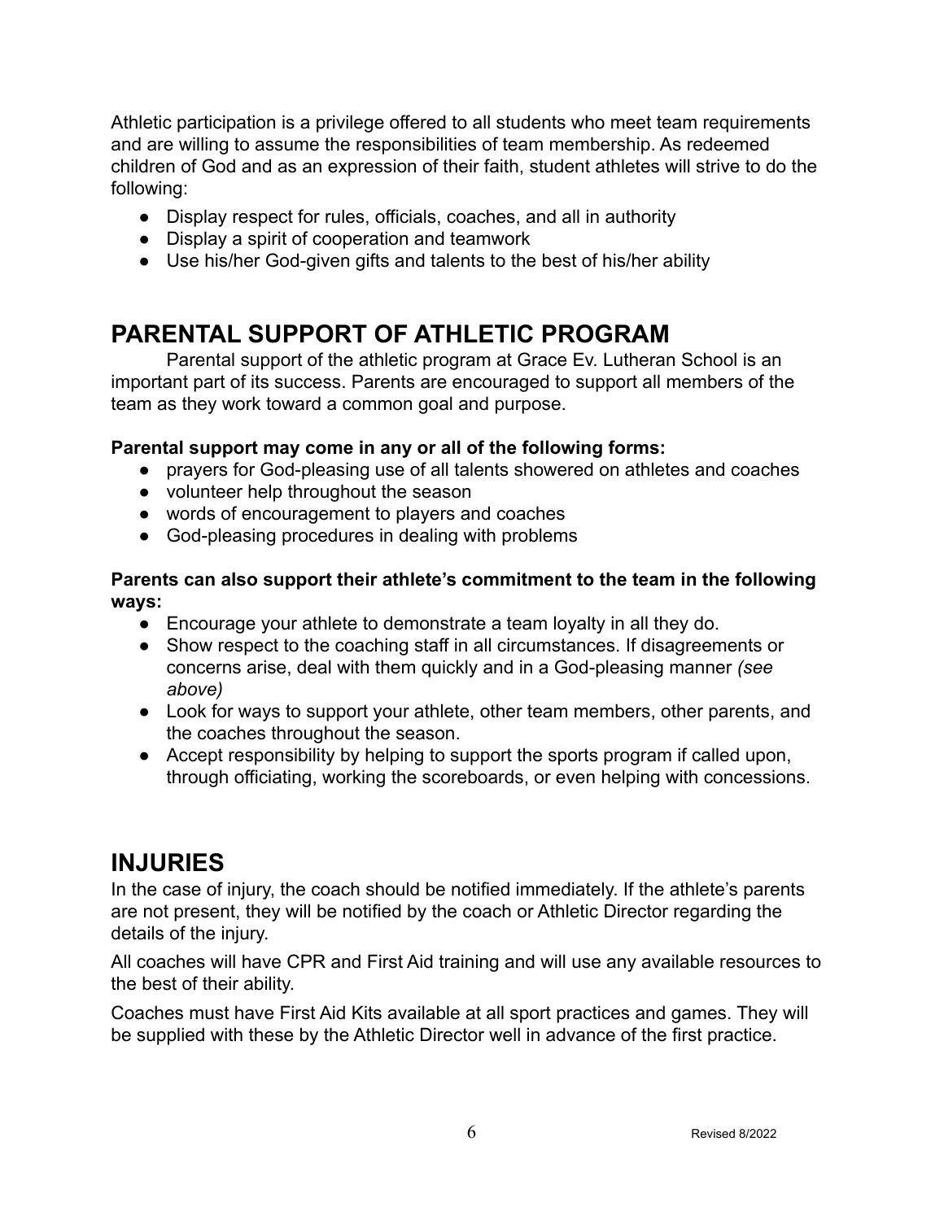Athletic participation is a privilege offered to all students who meet team requirements and are willing to assume the responsibilities of team membership. As redeemed children of God and as an expression of their faith, student athletes will strive to do the following:

- Display respect for rules, officials, coaches, and all in authority
- Display a spirit of cooperation and teamwork
- Use his/her God-given gifts and talents to the best of his/her ability

## PARENTAL SUPPORT OF ATHLETIC PROGRAM

Parental support of the athletic program at Grace Ev. Lutheran School is an important part of its success. Parents are encouraged to support all members of the team as they work toward a common goal and purpose.

**Parental support may come in any or all of the following forms:**

- prayers for God-pleasing use of all talents showered on athletes and coaches
- volunteer help throughout the season
- words of encouragement to players and coaches
- God-pleasing procedures in dealing with problems

**Parents can also support their athlete's commitment to the team in the following ways:**

- Encourage your athlete to demonstrate a team loyalty in all they do.
- Show respect to the coaching staff in all circumstances. If disagreements or concerns arise, deal with them quickly and in a God-pleasing manner *(see above)*
- Look for ways to support your athlete, other team members, other parents, and the coaches throughout the season.
- Accept responsibility by helping to support the sports program if called upon, through officiating, working the scoreboards, or even helping with concessions.

## INJURIES

In the case of injury, the coach should be notified immediately. If the athlete's parents are not present, they will be notified by the coach or Athletic Director regarding the details of the injury.

All coaches will have CPR and First Aid training and will use any available resources to the best of their ability.

Coaches must have First Aid Kits available at all sport practices and games. They will be supplied with these by the Athletic Director well in advance of the first practice.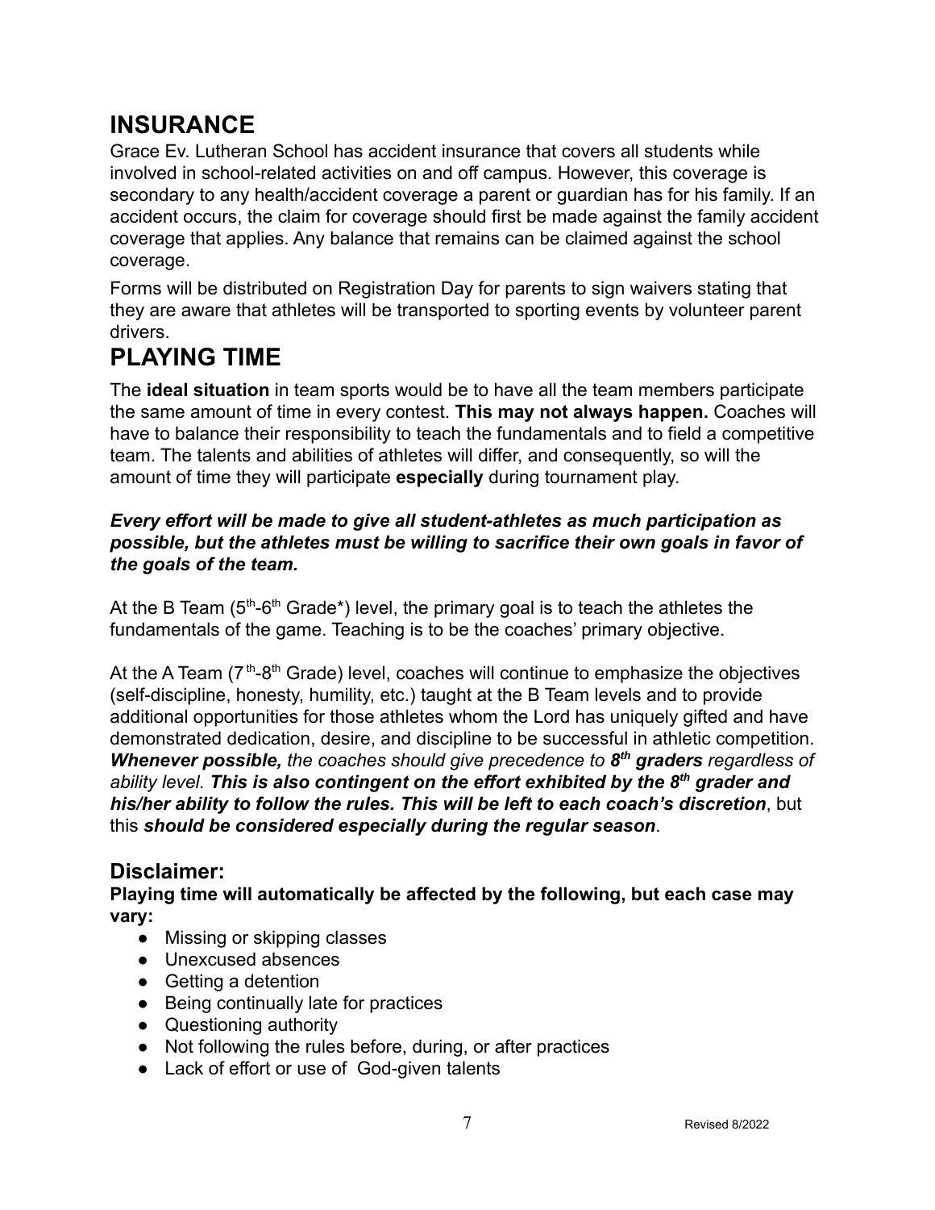# INSURANCE

Grace Ev. Lutheran School has accident insurance that covers all students while involved in school-related activities on and off campus. However, this coverage is secondary to any health/accident coverage a parent or guardian has for his family. If an accident occurs, the claim for coverage should first be made against the family accident coverage that applies. Any balance that remains can be claimed against the school coverage.

Forms will be distributed on Registration Day for parents to sign waivers stating that they are aware that athletes will be transported to sporting events by volunteer parent drivers.

# PLAYING TIME

The **ideal situation** in team sports would be to have all the team members participate the same amount of time in every contest. **This may not always happen.** Coaches will have to balance their responsibility to teach the fundamentals and to field a competitive team. The talents and abilities of athletes will differ, and consequently, so will the amount of time they will participate **especially** during tournament play.

***Every effort will be made to give all student-athletes as much participation as possible, but the athletes must be willing to sacrifice their own goals in favor of the goals of the team.***

At the B Team (5th-6th Grade*) level, the primary goal is to teach the athletes the fundamentals of the game. Teaching is to be the coaches' primary objective.

At the A Team (7th-8th Grade) level, coaches will continue to emphasize the objectives (self-discipline, honesty, humility, etc.) taught at the B Team levels and to provide additional opportunities for those athletes whom the Lord has uniquely gifted and have demonstrated dedication, desire, and discipline to be successful in athletic competition. ***Whenever possible,*** *the coaches should give precedence to* ***8th graders*** *regardless of ability level.* ***This is also contingent on the effort exhibited by the 8th grader and his/her ability to follow the rules. This will be left to each coach's discretion***, but this ***should be considered especially during the regular season***.

## Disclaimer:

**Playing time will automatically be affected by the following, but each case may vary:**

- Missing or skipping classes
- Unexcused absences
- Getting a detention
- Being continually late for practices
- Questioning authority
- Not following the rules before, during, or after practices
- Lack of effort or use of God-given talents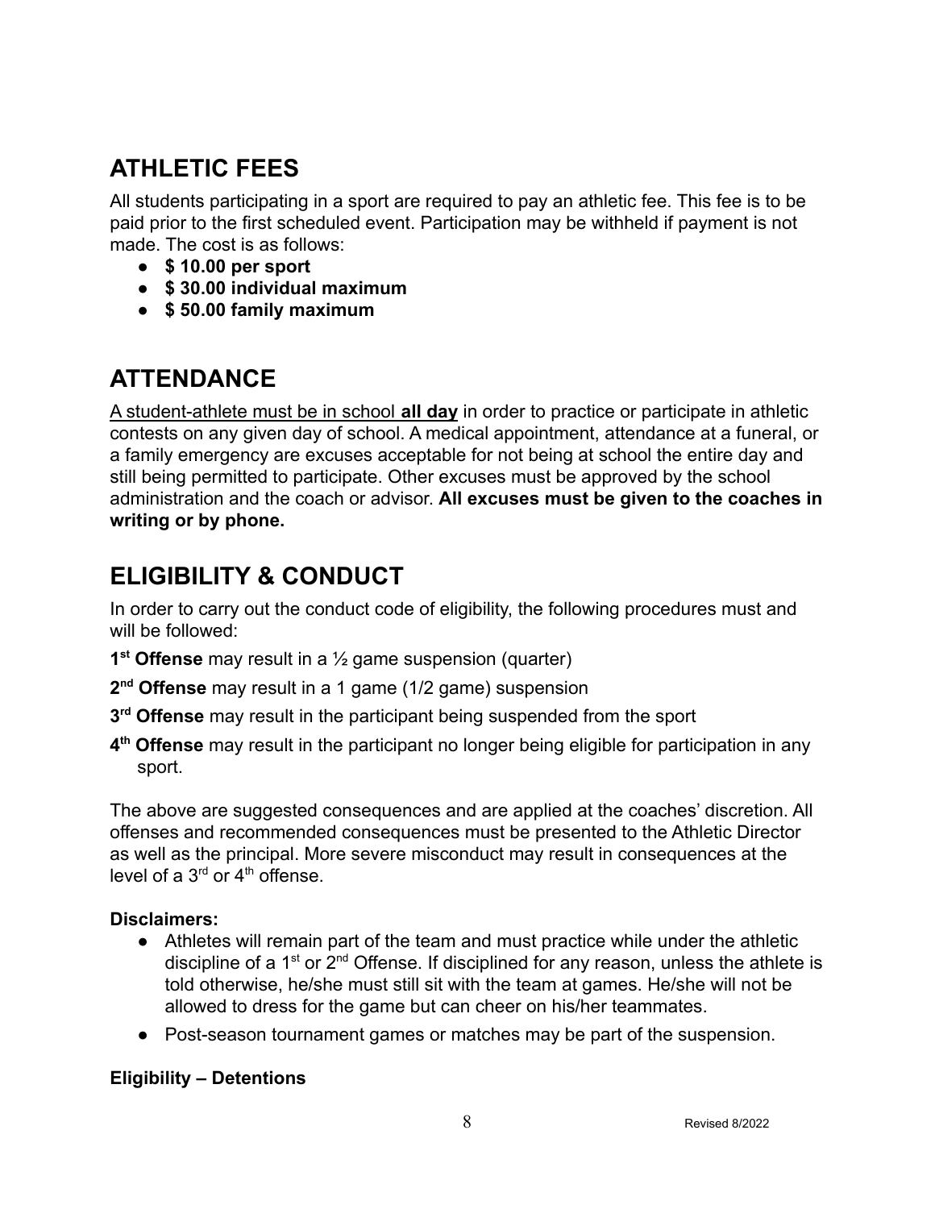## ATHLETIC FEES

All students participating in a sport are required to pay an athletic fee. This fee is to be paid prior to the first scheduled event. Participation may be withheld if payment is not made. The cost is as follows:

- **$ 10.00 per sport**
- **$ 30.00 individual maximum**
- **$ 50.00 family maximum**

## ATTENDANCE

<u>A student-athlete must be in school **all day** in order to practice or participate in athletic</u> contests on any given day of school. A medical appointment, attendance at a funeral, or a family emergency are excuses acceptable for not being at school the entire day and still being permitted to participate. Other excuses must be approved by the school administration and the coach or advisor. **All excuses must be given to the coaches in writing or by phone.**

## ELIGIBILITY & CONDUCT

In order to carry out the conduct code of eligibility, the following procedures must and will be followed:

**1st Offense** may result in a ½ game suspension (quarter)

**2nd Offense** may result in a 1 game (1/2 game) suspension

**3rd Offense** may result in the participant being suspended from the sport

**4th Offense** may result in the participant no longer being eligible for participation in any sport.

The above are suggested consequences and are applied at the coaches' discretion. All offenses and recommended consequences must be presented to the Athletic Director as well as the principal. More severe misconduct may result in consequences at the level of a 3rd or 4th offense.

**Disclaimers:**

- Athletes will remain part of the team and must practice while under the athletic discipline of a 1st or 2nd Offense. If disciplined for any reason, unless the athlete is told otherwise, he/she must still sit with the team at games. He/she will not be allowed to dress for the game but can cheer on his/her teammates.
- Post-season tournament games or matches may be part of the suspension.

**Eligibility – Detentions**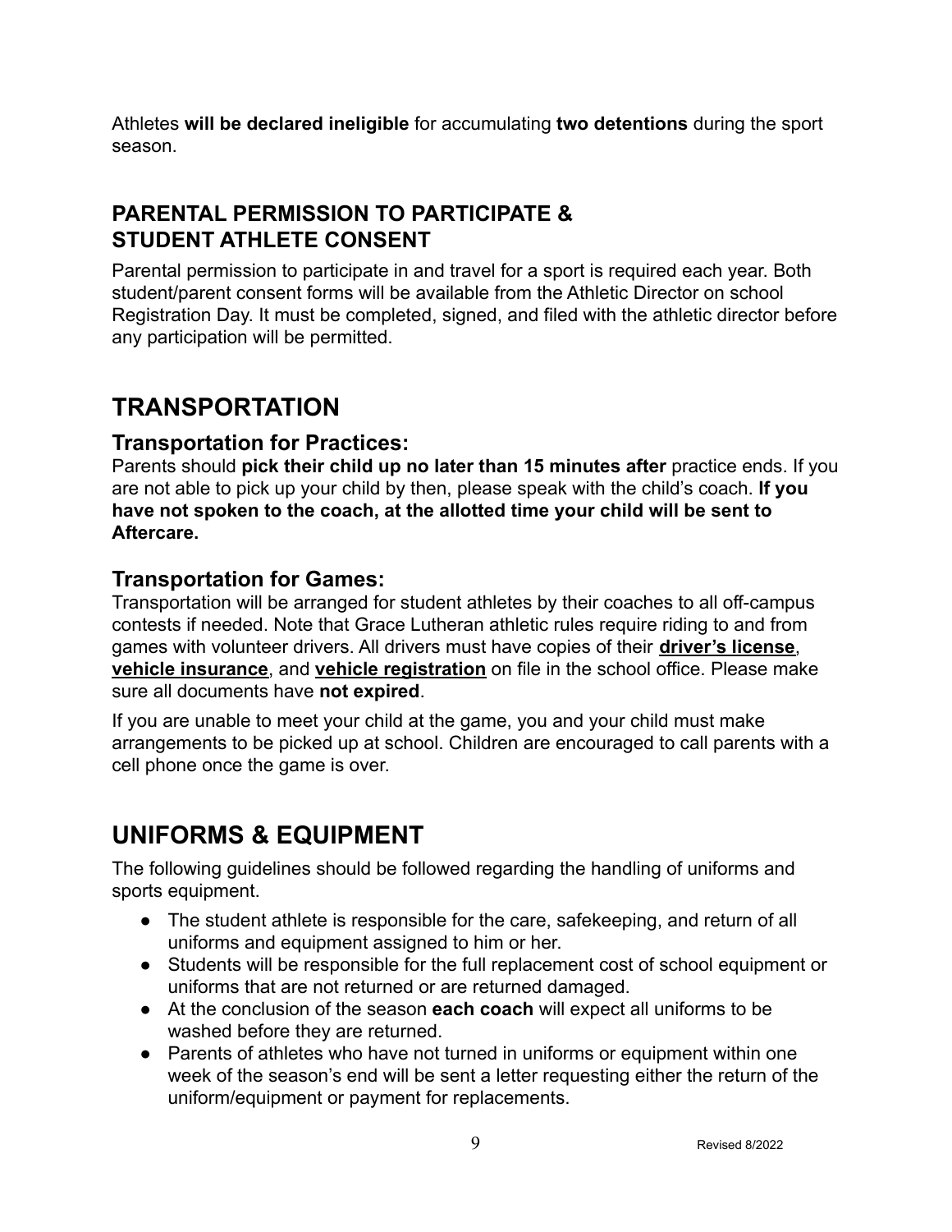Athletes **will be declared ineligible** for accumulating **two detentions** during the sport season.

### PARENTAL PERMISSION TO PARTICIPATE & STUDENT ATHLETE CONSENT

Parental permission to participate in and travel for a sport is required each year. Both student/parent consent forms will be available from the Athletic Director on school Registration Day. It must be completed, signed, and filed with the athletic director before any participation will be permitted.

## TRANSPORTATION

### Transportation for Practices:

Parents should **pick their child up no later than 15 minutes after** practice ends. If you are not able to pick up your child by then, please speak with the child's coach. **If you have not spoken to the coach, at the allotted time your child will be sent to Aftercare.**

### Transportation for Games:

Transportation will be arranged for student athletes by their coaches to all off-campus contests if needed. Note that Grace Lutheran athletic rules require riding to and from games with volunteer drivers. All drivers must have copies of their **driver's license**, **vehicle insurance**, and **vehicle registration** on file in the school office. Please make sure all documents have **not expired**.

If you are unable to meet your child at the game, you and your child must make arrangements to be picked up at school. Children are encouraged to call parents with a cell phone once the game is over.

## UNIFORMS & EQUIPMENT

The following guidelines should be followed regarding the handling of uniforms and sports equipment.

- The student athlete is responsible for the care, safekeeping, and return of all uniforms and equipment assigned to him or her.
- Students will be responsible for the full replacement cost of school equipment or uniforms that are not returned or are returned damaged.
- At the conclusion of the season **each coach** will expect all uniforms to be washed before they are returned.
- Parents of athletes who have not turned in uniforms or equipment within one week of the season's end will be sent a letter requesting either the return of the uniform/equipment or payment for replacements.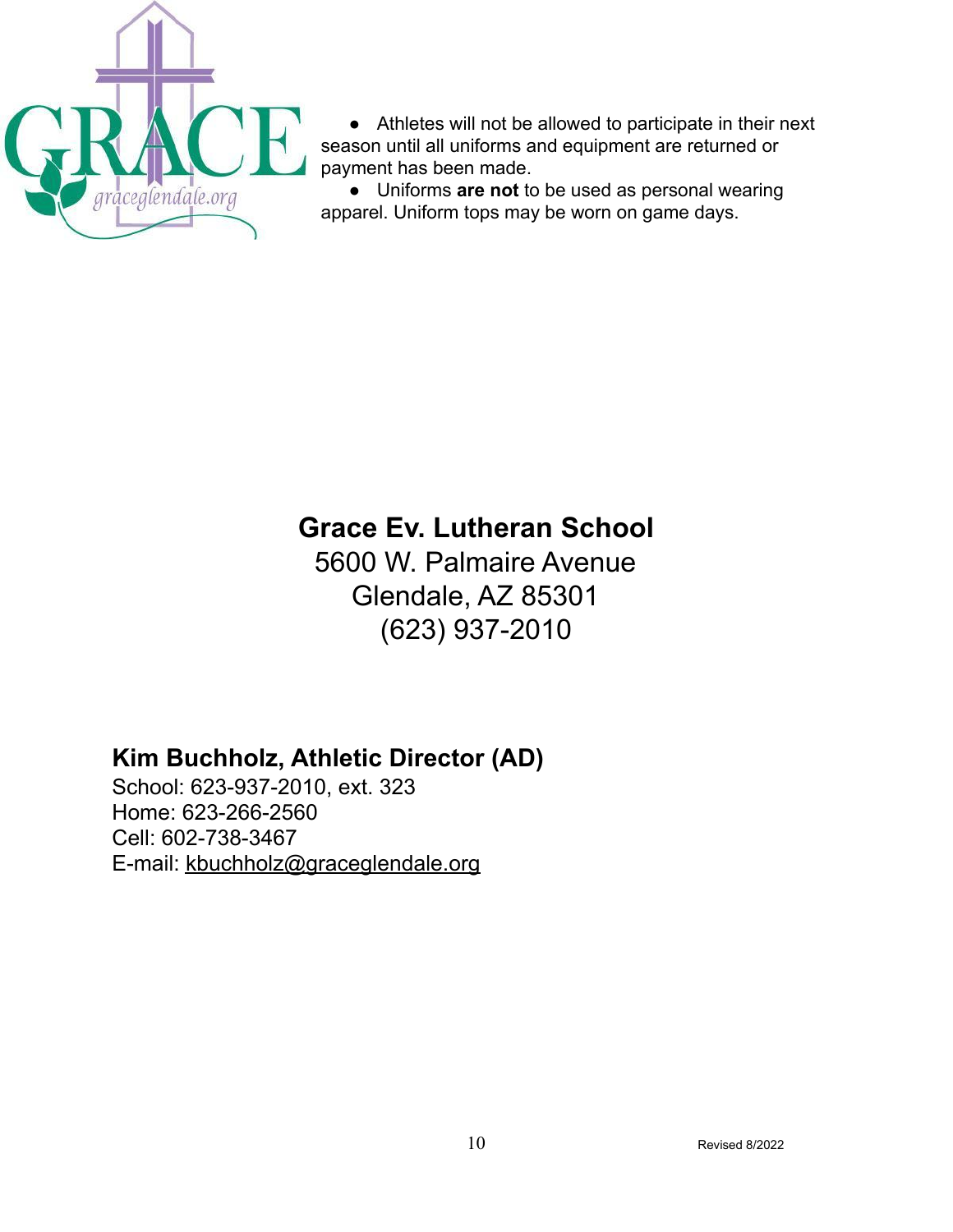- Athletes will not be allowed to participate in their next season until all uniforms and equipment are returned or payment has been made.
- Uniforms **are not** to be used as personal wearing apparel. Uniform tops may be worn on game days.

**Grace Ev. Lutheran School**
5600 W. Palmaire Avenue
Glendale, AZ 85301
(623) 937-2010

**Kim Buchholz, Athletic Director (AD)**
School: 623-937-2010, ext. 323
Home: 623-266-2560
Cell: 602-738-3467
E-mail: kbuchholz@graceglendale.org

Revised 8/2022